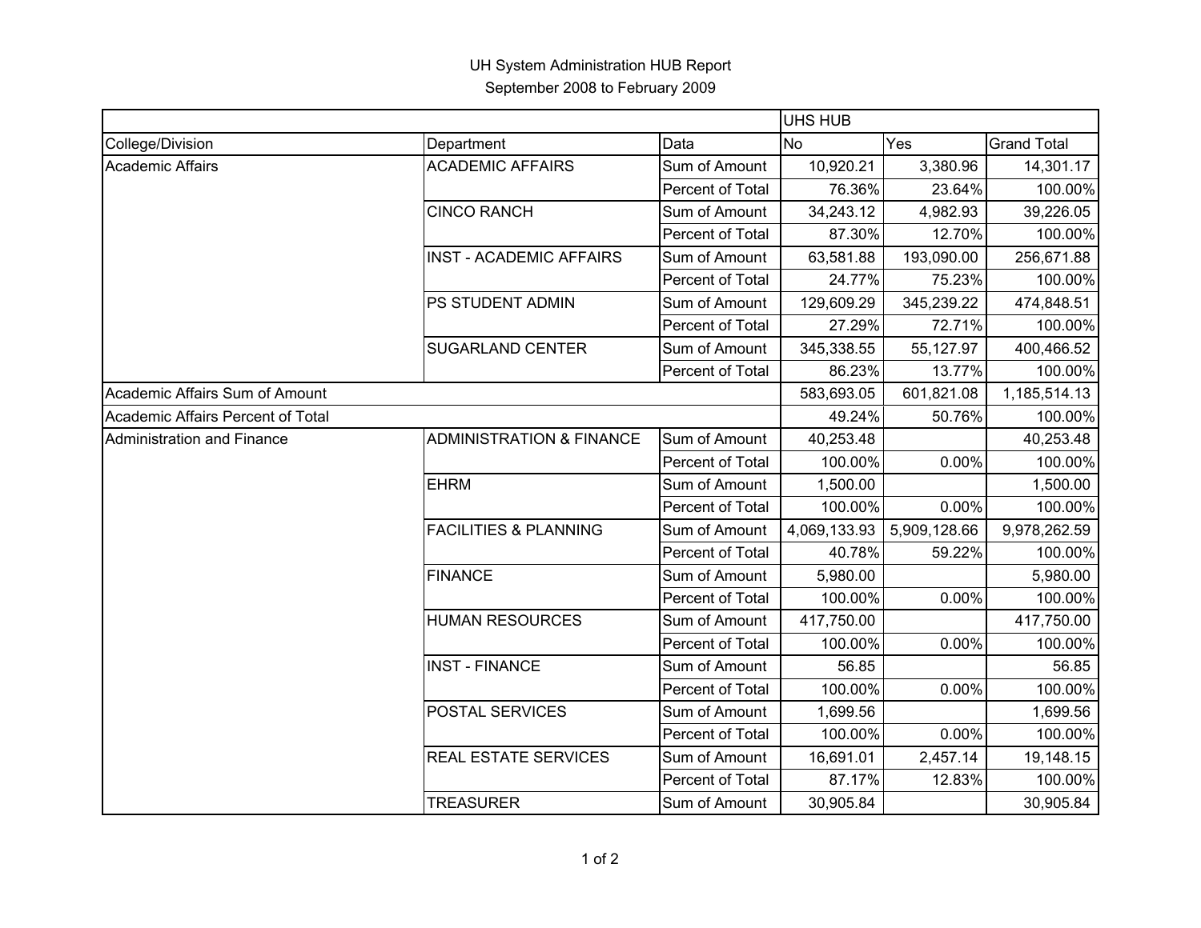# UH System Administration HUB Report

September 2008 to February 2009

| | | | UHS HUB | | |
|---|---|---|---|---|---|
| College/Division | Department | Data | No | Yes | Grand Total |
| Academic Affairs | ACADEMIC AFFAIRS | Sum of Amount | 10,920.21 | 3,380.96 | 14,301.17 |
| | | Percent of Total | 76.36% | 23.64% | 100.00% |
| | CINCO RANCH | Sum of Amount | 34,243.12 | 4,982.93 | 39,226.05 |
| | | Percent of Total | 87.30% | 12.70% | 100.00% |
| | INST - ACADEMIC AFFAIRS | Sum of Amount | 63,581.88 | 193,090.00 | 256,671.88 |
| | | Percent of Total | 24.77% | 75.23% | 100.00% |
| | PS STUDENT ADMIN | Sum of Amount | 129,609.29 | 345,239.22 | 474,848.51 |
| | | Percent of Total | 27.29% | 72.71% | 100.00% |
| | SUGARLAND CENTER | Sum of Amount | 345,338.55 | 55,127.97 | 400,466.52 |
| | | Percent of Total | 86.23% | 13.77% | 100.00% |
| Academic Affairs Sum of Amount | | | 583,693.05 | 601,821.08 | 1,185,514.13 |
| Academic Affairs Percent of Total | | | 49.24% | 50.76% | 100.00% |
| Administration and Finance | ADMINISTRATION & FINANCE | Sum of Amount | 40,253.48 | | 40,253.48 |
| | | Percent of Total | 100.00% | 0.00% | 100.00% |
| | EHRM | Sum of Amount | 1,500.00 | | 1,500.00 |
| | | Percent of Total | 100.00% | 0.00% | 100.00% |
| | FACILITIES & PLANNING | Sum of Amount | 4,069,133.93 | 5,909,128.66 | 9,978,262.59 |
| | | Percent of Total | 40.78% | 59.22% | 100.00% |
| | FINANCE | Sum of Amount | 5,980.00 | | 5,980.00 |
| | | Percent of Total | 100.00% | 0.00% | 100.00% |
| | HUMAN RESOURCES | Sum of Amount | 417,750.00 | | 417,750.00 |
| | | Percent of Total | 100.00% | 0.00% | 100.00% |
| | INST - FINANCE | Sum of Amount | 56.85 | | 56.85 |
| | | Percent of Total | 100.00% | 0.00% | 100.00% |
| | POSTAL SERVICES | Sum of Amount | 1,699.56 | | 1,699.56 |
| | | Percent of Total | 100.00% | 0.00% | 100.00% |
| | REAL ESTATE SERVICES | Sum of Amount | 16,691.01 | 2,457.14 | 19,148.15 |
| | | Percent of Total | 87.17% | 12.83% | 100.00% |
| | TREASURER | Sum of Amount | 30,905.84 | | 30,905.84 |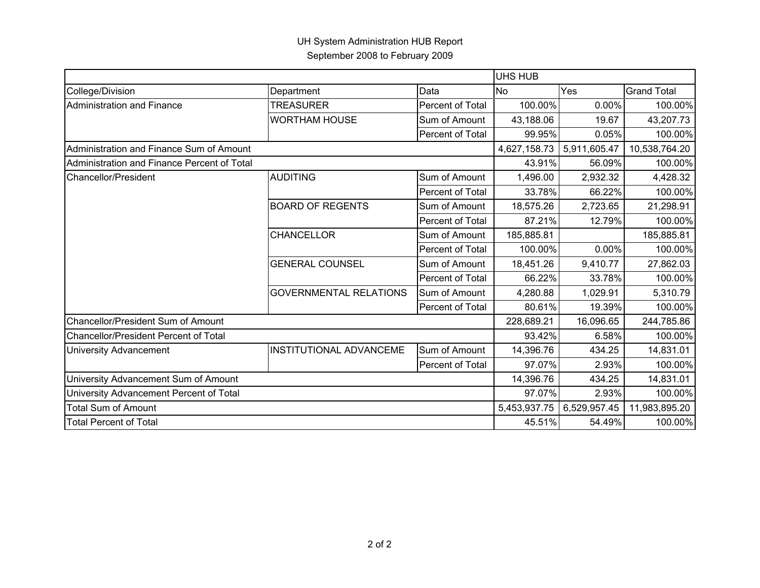UH System Administration HUB Report

September 2008 to February 2009

| | | | UHS HUB | | |
|---|---|---|---|---|---|
| College/Division | Department | Data | No | Yes | Grand Total |
| Administration and Finance | TREASURER | Percent of Total | 100.00% | 0.00% | 100.00% |
| | WORTHAM HOUSE | Sum of Amount | 43,188.06 | 19.67 | 43,207.73 |
| | | Percent of Total | 99.95% | 0.05% | 100.00% |
| Administration and Finance Sum of Amount | | | 4,627,158.73 | 5,911,605.47 | 10,538,764.20 |
| Administration and Finance Percent of Total | | | 43.91% | 56.09% | 100.00% |
| Chancellor/President | AUDITING | Sum of Amount | 1,496.00 | 2,932.32 | 4,428.32 |
| | | Percent of Total | 33.78% | 66.22% | 100.00% |
| | BOARD OF REGENTS | Sum of Amount | 18,575.26 | 2,723.65 | 21,298.91 |
| | | Percent of Total | 87.21% | 12.79% | 100.00% |
| | CHANCELLOR | Sum of Amount | 185,885.81 | | 185,885.81 |
| | | Percent of Total | 100.00% | 0.00% | 100.00% |
| | GENERAL COUNSEL | Sum of Amount | 18,451.26 | 9,410.77 | 27,862.03 |
| | | Percent of Total | 66.22% | 33.78% | 100.00% |
| | GOVERNMENTAL RELATIONS | Sum of Amount | 4,280.88 | 1,029.91 | 5,310.79 |
| | | Percent of Total | 80.61% | 19.39% | 100.00% |
| Chancellor/President Sum of Amount | | | 228,689.21 | 16,096.65 | 244,785.86 |
| Chancellor/President Percent of Total | | | 93.42% | 6.58% | 100.00% |
| University Advancement | INSTITUTIONAL ADVANCEME | Sum of Amount | 14,396.76 | 434.25 | 14,831.01 |
| | | Percent of Total | 97.07% | 2.93% | 100.00% |
| University Advancement Sum of Amount | | | 14,396.76 | 434.25 | 14,831.01 |
| University Advancement Percent of Total | | | 97.07% | 2.93% | 100.00% |
| Total Sum of Amount | | | 5,453,937.75 | 6,529,957.45 | 11,983,895.20 |
| Total Percent of Total | | | 45.51% | 54.49% | 100.00% |